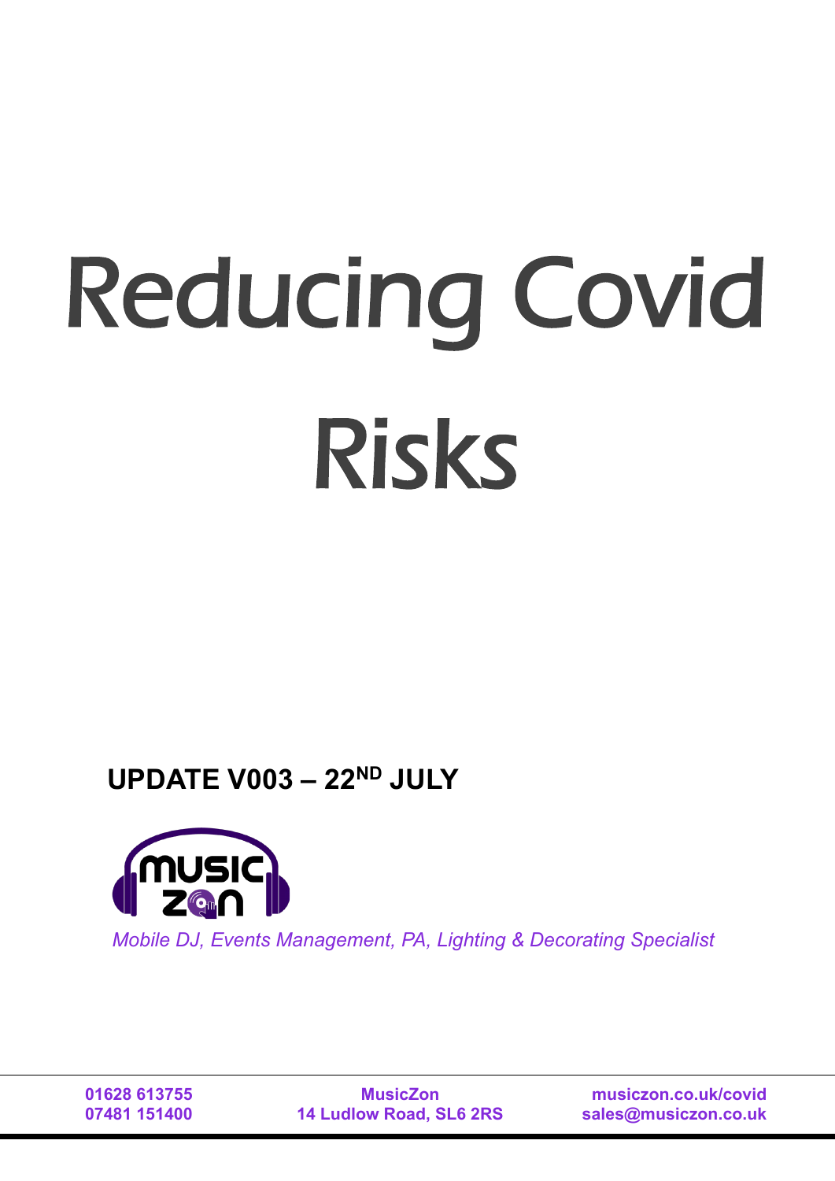# Reducing Covid Risks

**UPDATE V003 – 22ND JULY**

*Mobile DJ, Events Management, PA, Lighting & Decorating Specialist*

**01628 613755**
**07481 151400**

**MusicZon**
**14 Ludlow Road, SL6 2RS**

**musiczon.co.uk/covid**
**sales@musiczon.co.uk**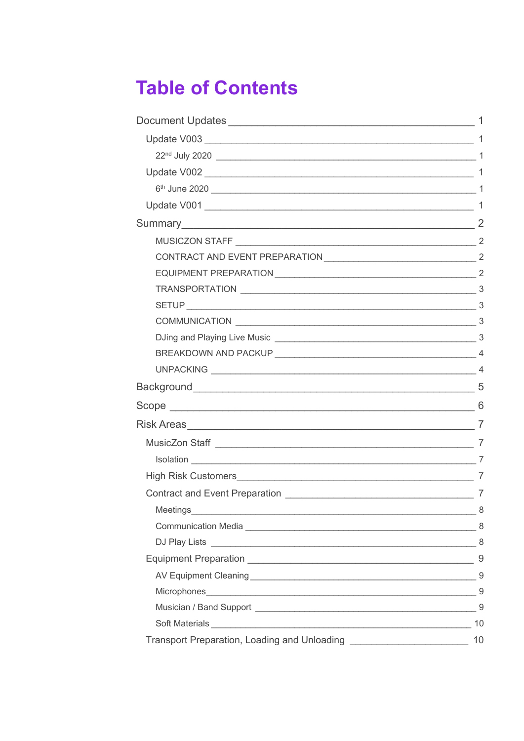# Table of Contents

- Document Updates 1
  - Update V003 1
    - 22nd July 2020 1
  - Update V002 1
    - 6th June 2020 1
  - Update V001 1
- Summary 2
    - MUSICZON STAFF 2
    - CONTRACT AND EVENT PREPARATION 2
    - EQUIPMENT PREPARATION 2
    - TRANSPORTATION 3
    - SETUP 3
    - COMMUNICATION 3
    - DJing and Playing Live Music 3
    - BREAKDOWN AND PACKUP 4
    - UNPACKING 4
- Background 5
- Scope 6
- Risk Areas 7
  - MusicZon Staff 7
    - Isolation 7
  - High Risk Customers 7
  - Contract and Event Preparation 7
    - Meetings 8
    - Communication Media 8
    - DJ Play Lists 8
  - Equipment Preparation 9
    - AV Equipment Cleaning 9
    - Microphones 9
    - Musician / Band Support 9
    - Soft Materials 10
  - Transport Preparation, Loading and Unloading 10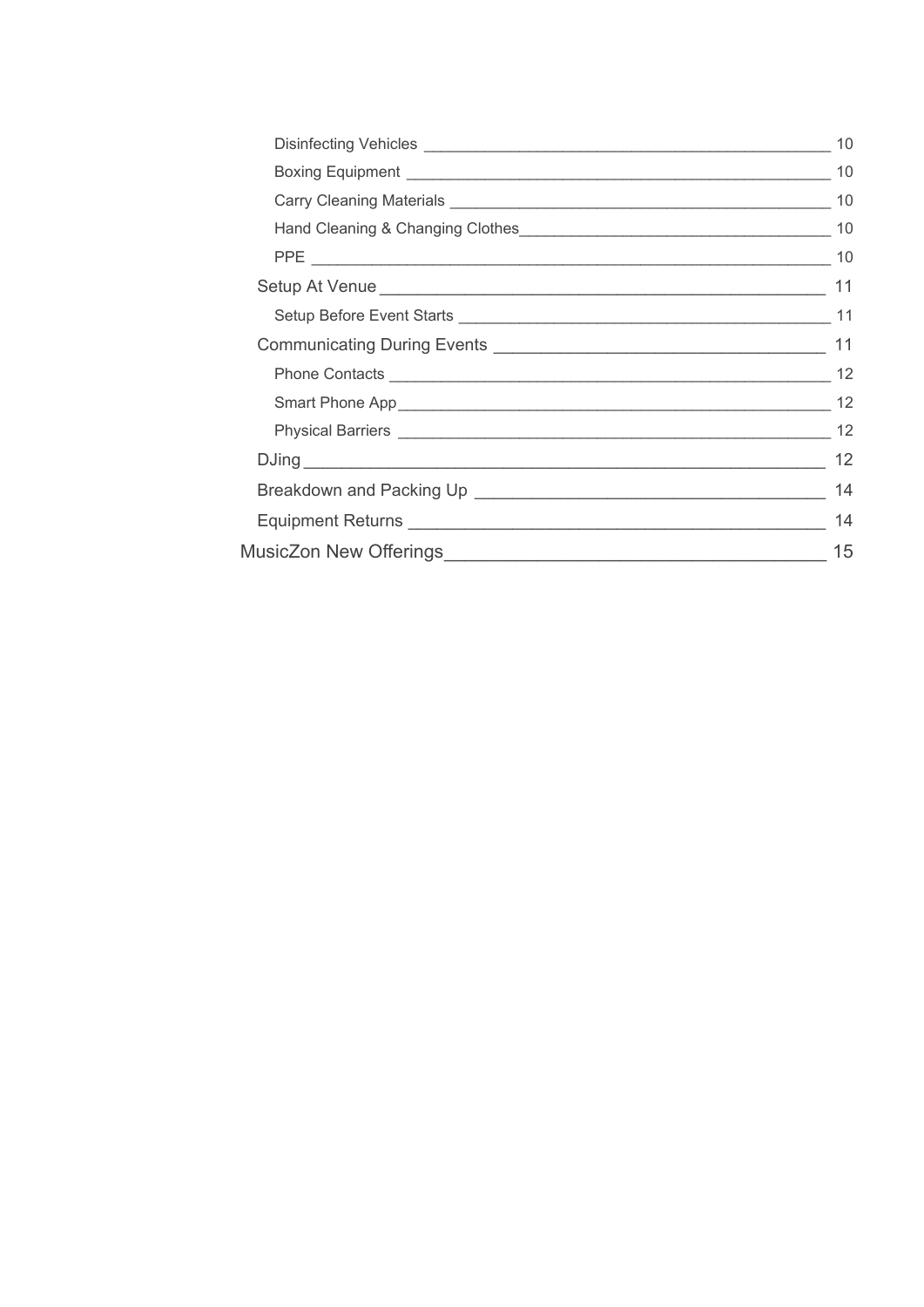- Disinfecting Vehicles — 10
- Boxing Equipment — 10
- Carry Cleaning Materials — 10
- Hand Cleaning & Changing Clothes — 10
- PPE — 10

Setup At Venue — 11

- Setup Before Event Starts — 11

Communicating During Events — 11

- Phone Contacts — 12
- Smart Phone App — 12
- Physical Barriers — 12

DJing — 12

Breakdown and Packing Up — 14

Equipment Returns — 14

MusicZon New Offerings — 15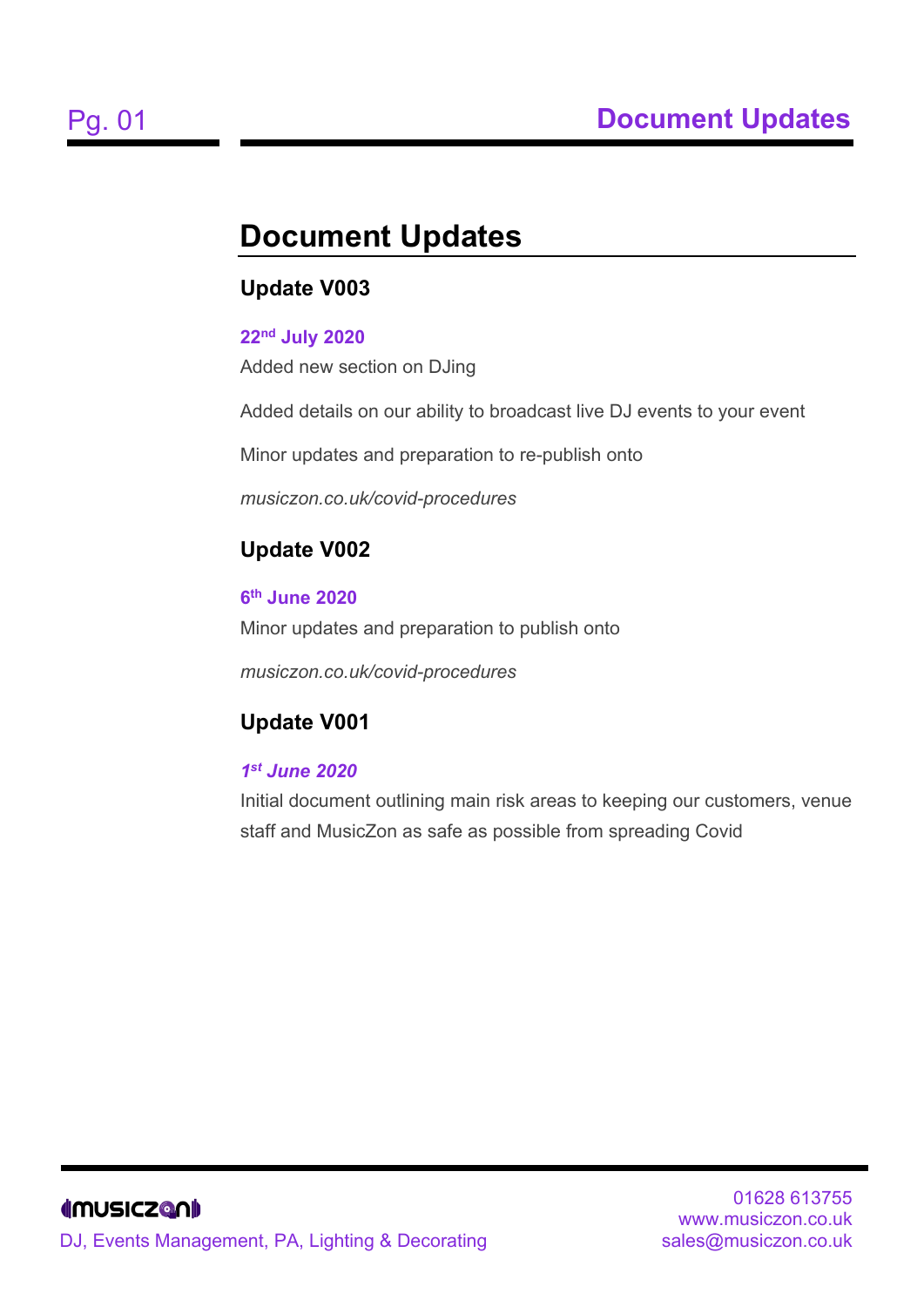# Document Updates

## Update V003

**22nd July 2020**

Added new section on DJing

Added details on our ability to broadcast live DJ events to your event

Minor updates and preparation to re-publish onto

*musiczon.co.uk/covid-procedures*

## Update V002

**6th June 2020**

Minor updates and preparation to publish onto

*musiczon.co.uk/covid-procedures*

## Update V001

***1st June 2020***

Initial document outlining main risk areas to keeping our customers, venue staff and MusicZon as safe as possible from spreading Covid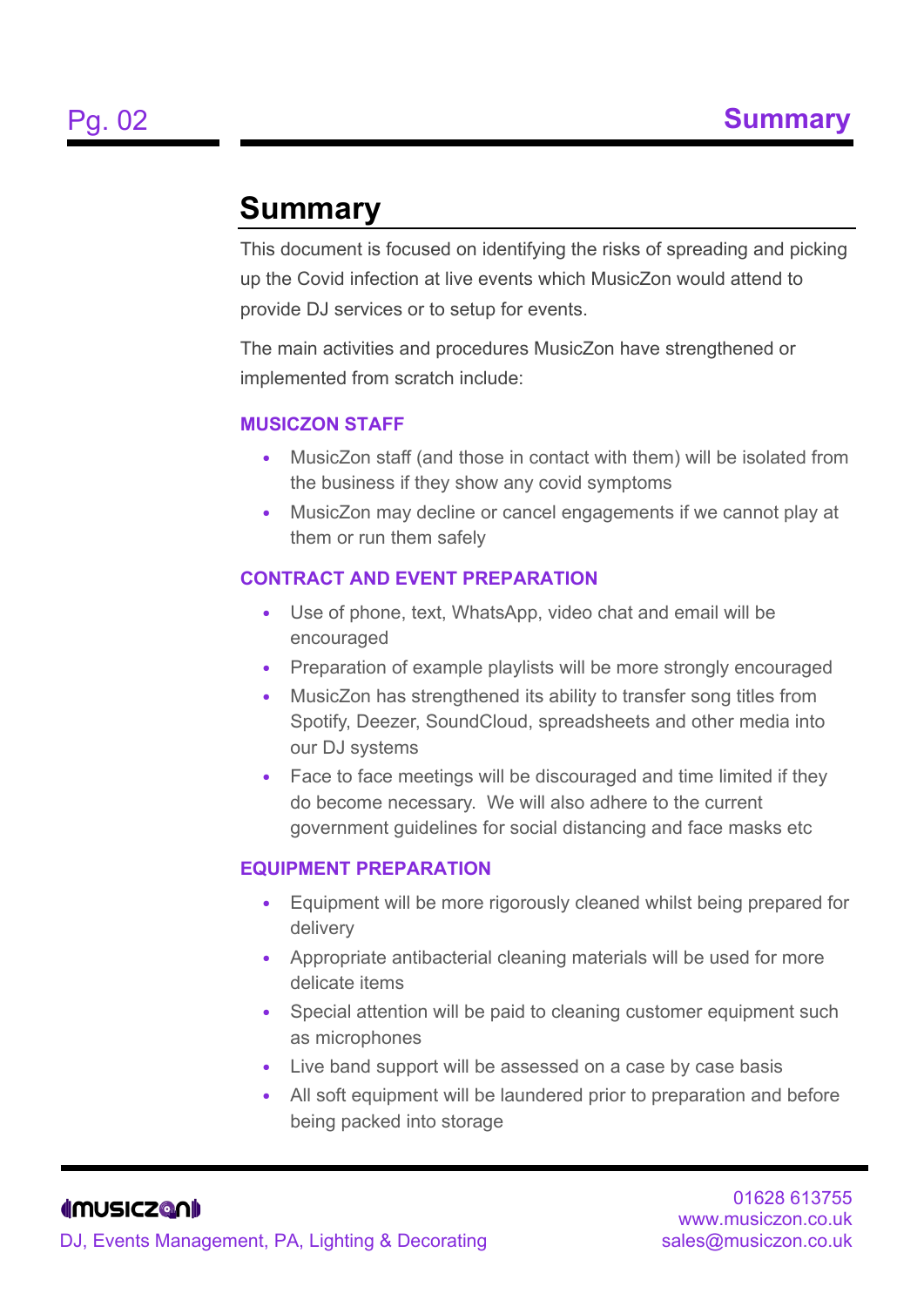# Summary

This document is focused on identifying the risks of spreading and picking up the Covid infection at live events which MusicZon would attend to provide DJ services or to setup for events.

The main activities and procedures MusicZon have strengthened or implemented from scratch include:

### MUSICZON STAFF

- MusicZon staff (and those in contact with them) will be isolated from the business if they show any covid symptoms
- MusicZon may decline or cancel engagements if we cannot play at them or run them safely

### CONTRACT AND EVENT PREPARATION

- Use of phone, text, WhatsApp, video chat and email will be encouraged
- Preparation of example playlists will be more strongly encouraged
- MusicZon has strengthened its ability to transfer song titles from Spotify, Deezer, SoundCloud, spreadsheets and other media into our DJ systems
- Face to face meetings will be discouraged and time limited if they do become necessary. We will also adhere to the current government guidelines for social distancing and face masks etc

### EQUIPMENT PREPARATION

- Equipment will be more rigorously cleaned whilst being prepared for delivery
- Appropriate antibacterial cleaning materials will be used for more delicate items
- Special attention will be paid to cleaning customer equipment such as microphones
- Live band support will be assessed on a case by case basis
- All soft equipment will be laundered prior to preparation and before being packed into storage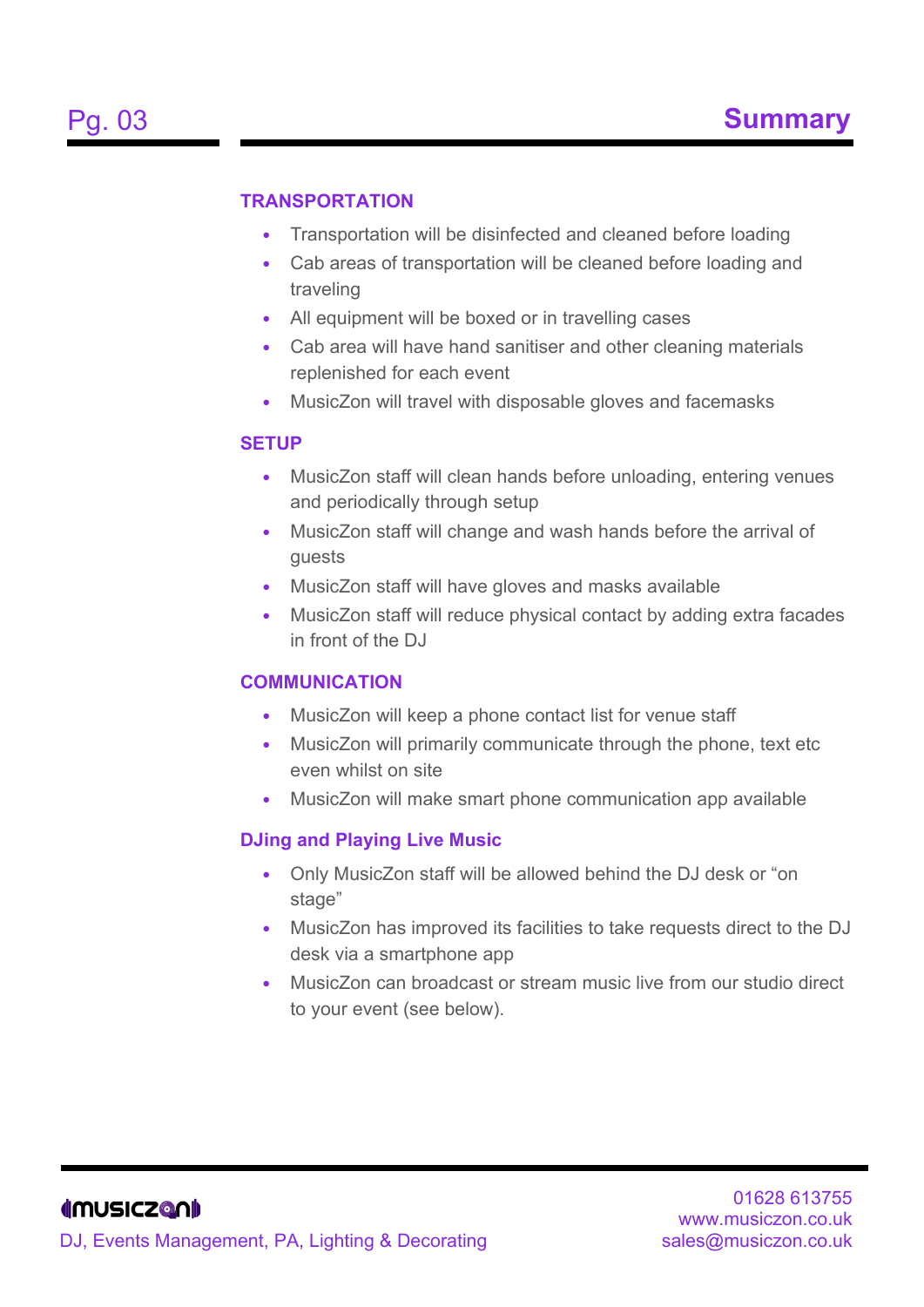# Summary

### TRANSPORTATION

- Transportation will be disinfected and cleaned before loading
- Cab areas of transportation will be cleaned before loading and traveling
- All equipment will be boxed or in travelling cases
- Cab area will have hand sanitiser and other cleaning materials replenished for each event
- MusicZon will travel with disposable gloves and facemasks

### SETUP

- MusicZon staff will clean hands before unloading, entering venues and periodically through setup
- MusicZon staff will change and wash hands before the arrival of guests
- MusicZon staff will have gloves and masks available
- MusicZon staff will reduce physical contact by adding extra facades in front of the DJ

### COMMUNICATION

- MusicZon will keep a phone contact list for venue staff
- MusicZon will primarily communicate through the phone, text etc even whilst on site
- MusicZon will make smart phone communication app available

### DJing and Playing Live Music

- Only MusicZon staff will be allowed behind the DJ desk or “on stage”
- MusicZon has improved its facilities to take requests direct to the DJ desk via a smartphone app
- MusicZon can broadcast or stream music live from our studio direct to your event (see below).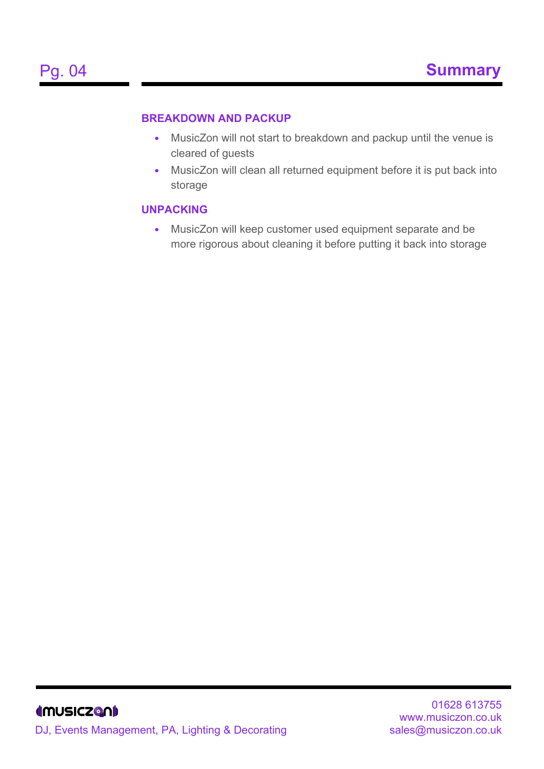### BREAKDOWN AND PACKUP

- MusicZon will not start to breakdown and packup until the venue is cleared of guests
- MusicZon will clean all returned equipment before it is put back into storage

### UNPACKING

- MusicZon will keep customer used equipment separate and be more rigorous about cleaning it before putting it back into storage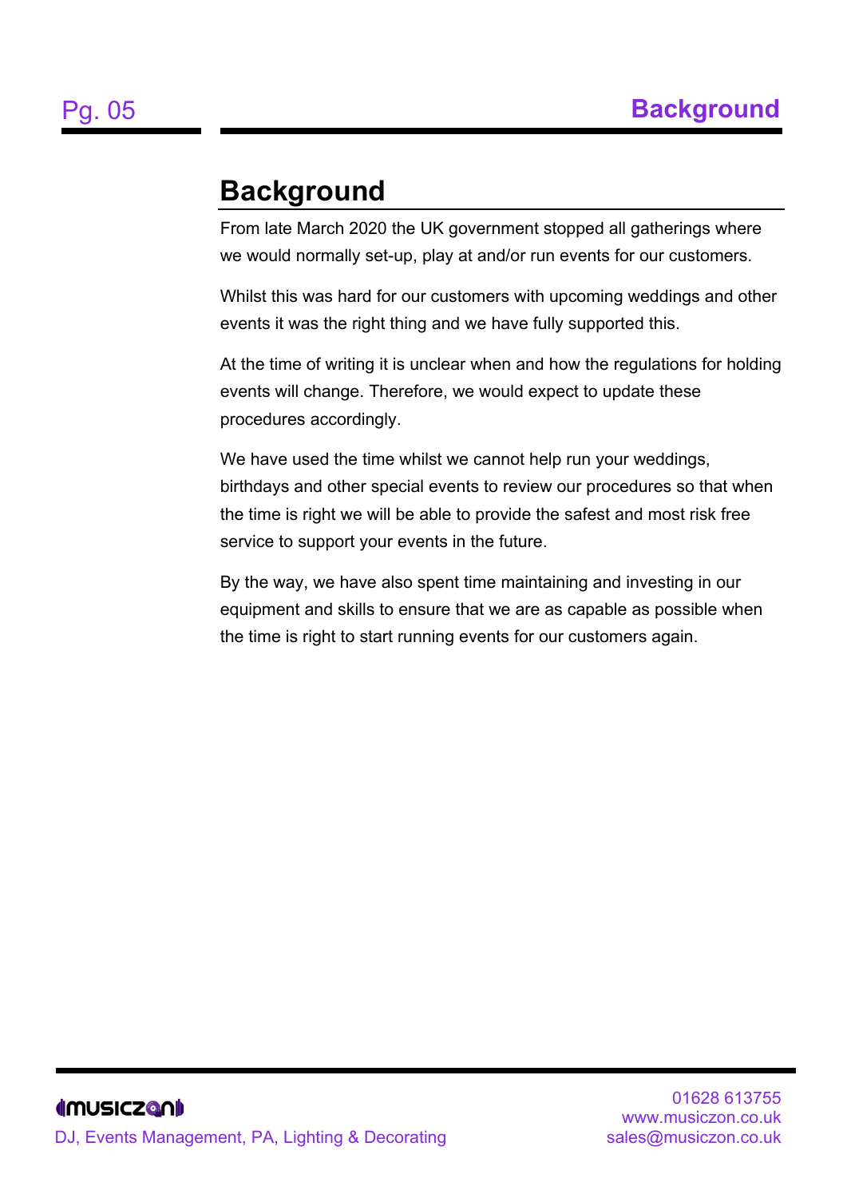# Background

From late March 2020 the UK government stopped all gatherings where we would normally set-up, play at and/or run events for our customers.

Whilst this was hard for our customers with upcoming weddings and other events it was the right thing and we have fully supported this.

At the time of writing it is unclear when and how the regulations for holding events will change. Therefore, we would expect to update these procedures accordingly.

We have used the time whilst we cannot help run your weddings, birthdays and other special events to review our procedures so that when the time is right we will be able to provide the safest and most risk free service to support your events in the future.

By the way, we have also spent time maintaining and investing in our equipment and skills to ensure that we are as capable as possible when the time is right to start running events for our customers again.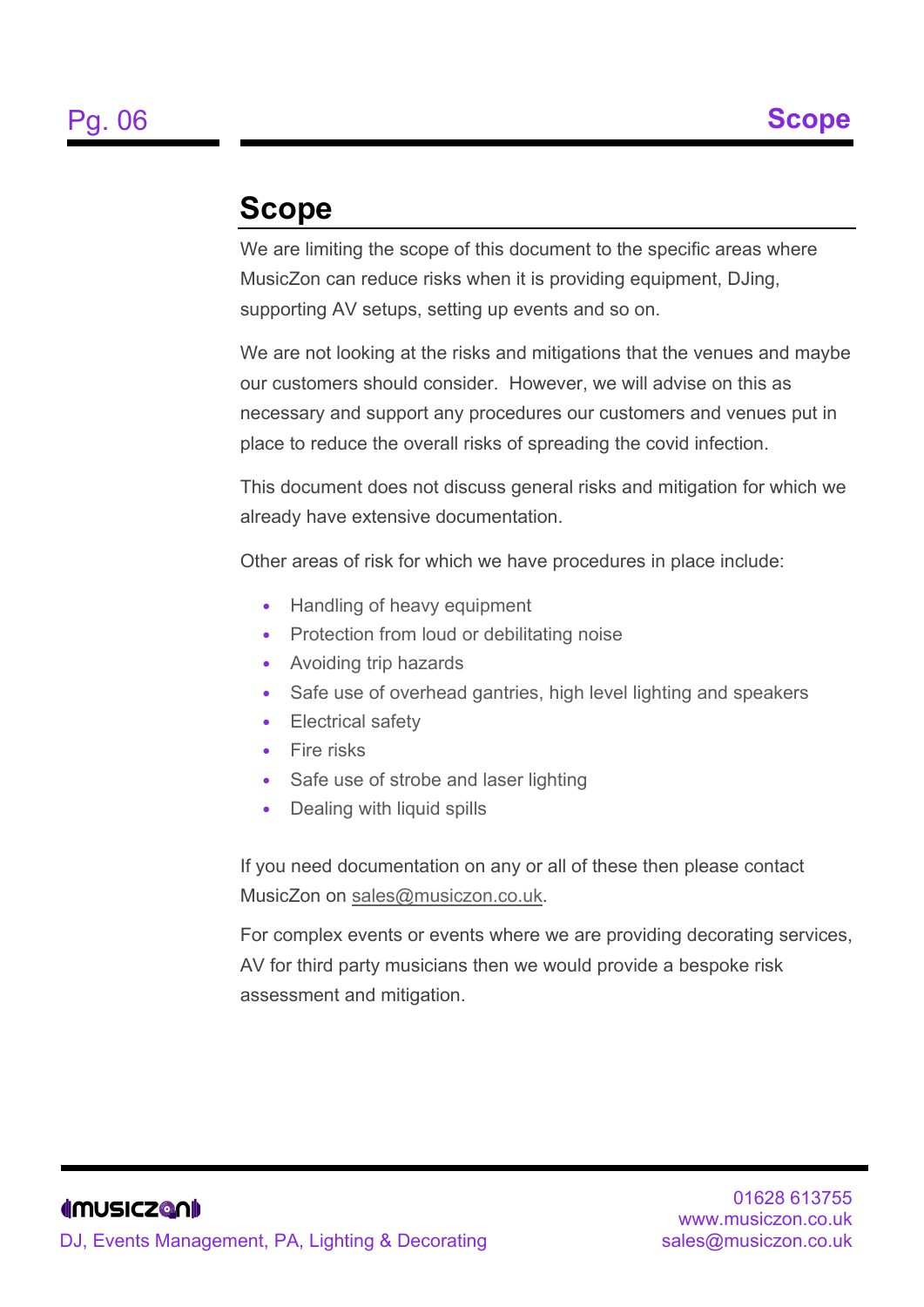# Scope

We are limiting the scope of this document to the specific areas where MusicZon can reduce risks when it is providing equipment, DJing, supporting AV setups, setting up events and so on.

We are not looking at the risks and mitigations that the venues and maybe our customers should consider. However, we will advise on this as necessary and support any procedures our customers and venues put in place to reduce the overall risks of spreading the covid infection.

This document does not discuss general risks and mitigation for which we already have extensive documentation.

Other areas of risk for which we have procedures in place include:

- Handling of heavy equipment
- Protection from loud or debilitating noise
- Avoiding trip hazards
- Safe use of overhead gantries, high level lighting and speakers
- Electrical safety
- Fire risks
- Safe use of strobe and laser lighting
- Dealing with liquid spills

If you need documentation on any or all of these then please contact MusicZon on sales@musiczon.co.uk.

For complex events or events where we are providing decorating services, AV for third party musicians then we would provide a bespoke risk assessment and mitigation.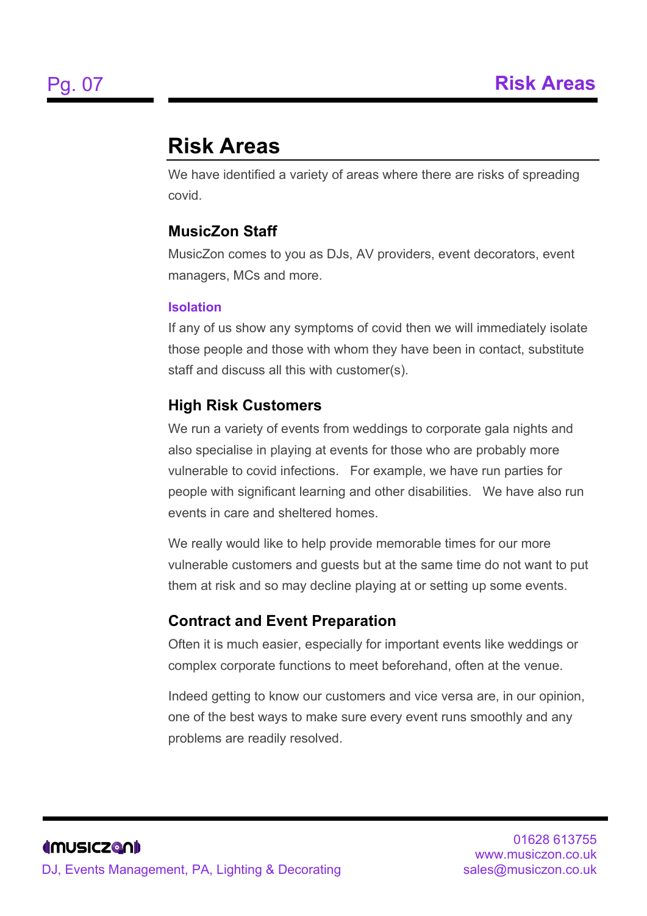# Risk Areas

We have identified a variety of areas where there are risks of spreading covid.

## MusicZon Staff

MusicZon comes to you as DJs, AV providers, event decorators, event managers, MCs and more.

### Isolation

If any of us show any symptoms of covid then we will immediately isolate those people and those with whom they have been in contact, substitute staff and discuss all this with customer(s).

## High Risk Customers

We run a variety of events from weddings to corporate gala nights and also specialise in playing at events for those who are probably more vulnerable to covid infections. For example, we have run parties for people with significant learning and other disabilities. We have also run events in care and sheltered homes.

We really would like to help provide memorable times for our more vulnerable customers and guests but at the same time do not want to put them at risk and so may decline playing at or setting up some events.

## Contract and Event Preparation

Often it is much easier, especially for important events like weddings or complex corporate functions to meet beforehand, often at the venue.

Indeed getting to know our customers and vice versa are, in our opinion, one of the best ways to make sure every event runs smoothly and any problems are readily resolved.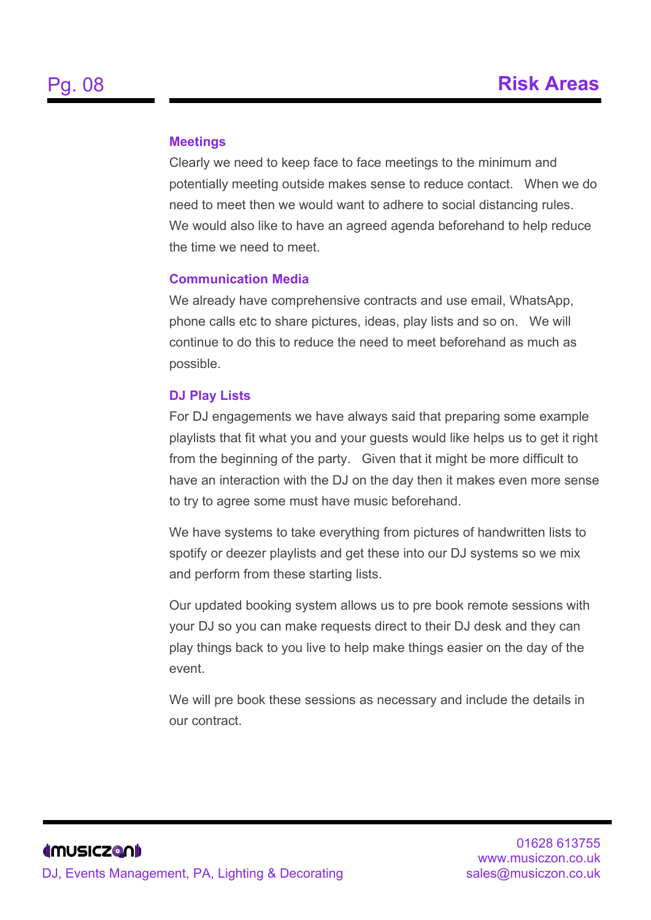# Risk Areas

### Meetings

Clearly we need to keep face to face meetings to the minimum and potentially meeting outside makes sense to reduce contact. When we do need to meet then we would want to adhere to social distancing rules. We would also like to have an agreed agenda beforehand to help reduce the time we need to meet.

### Communication Media

We already have comprehensive contracts and use email, WhatsApp, phone calls etc to share pictures, ideas, play lists and so on. We will continue to do this to reduce the need to meet beforehand as much as possible.

### DJ Play Lists

For DJ engagements we have always said that preparing some example playlists that fit what you and your guests would like helps us to get it right from the beginning of the party. Given that it might be more difficult to have an interaction with the DJ on the day then it makes even more sense to try to agree some must have music beforehand.

We have systems to take everything from pictures of handwritten lists to spotify or deezer playlists and get these into our DJ systems so we mix and perform from these starting lists.

Our updated booking system allows us to pre book remote sessions with your DJ so you can make requests direct to their DJ desk and they can play things back to you live to help make things easier on the day of the event.

We will pre book these sessions as necessary and include the details in our contract.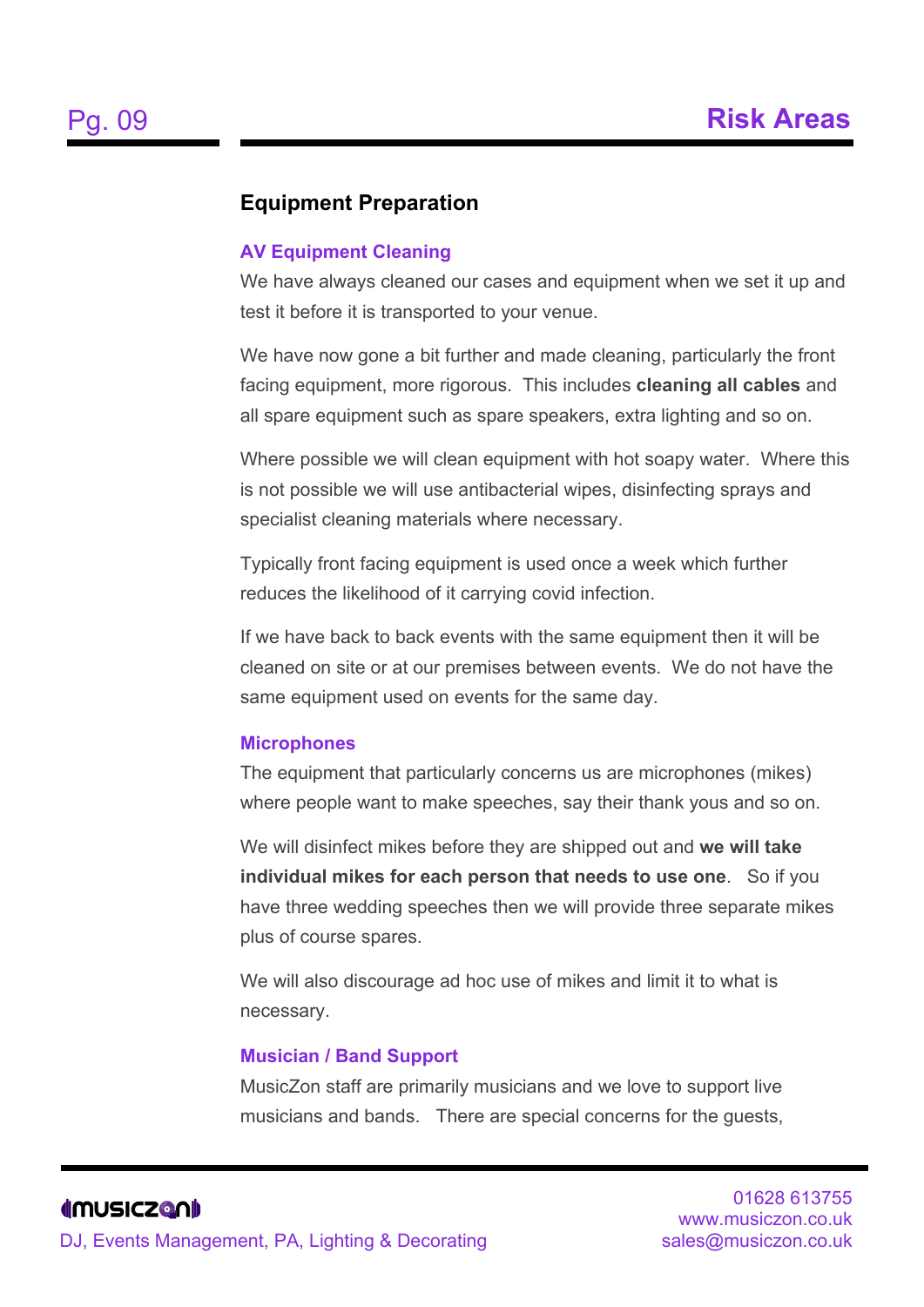## Equipment Preparation

### AV Equipment Cleaning

We have always cleaned our cases and equipment when we set it up and test it before it is transported to your venue.

We have now gone a bit further and made cleaning, particularly the front facing equipment, more rigorous. This includes **cleaning all cables** and all spare equipment such as spare speakers, extra lighting and so on.

Where possible we will clean equipment with hot soapy water. Where this is not possible we will use antibacterial wipes, disinfecting sprays and specialist cleaning materials where necessary.

Typically front facing equipment is used once a week which further reduces the likelihood of it carrying covid infection.

If we have back to back events with the same equipment then it will be cleaned on site or at our premises between events. We do not have the same equipment used on events for the same day.

### Microphones

The equipment that particularly concerns us are microphones (mikes) where people want to make speeches, say their thank yous and so on.

We will disinfect mikes before they are shipped out and **we will take individual mikes for each person that needs to use one**. So if you have three wedding speeches then we will provide three separate mikes plus of course spares.

We will also discourage ad hoc use of mikes and limit it to what is necessary.

### Musician / Band Support

MusicZon staff are primarily musicians and we love to support live musicians and bands. There are special concerns for the guests,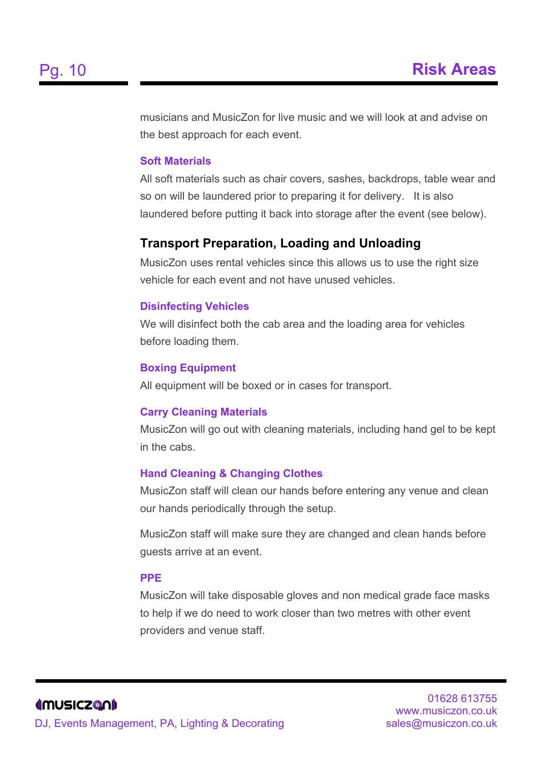musicians and MusicZon for live music and we will look at and advise on the best approach for each event.

### Soft Materials

All soft materials such as chair covers, sashes, backdrops, table wear and so on will be laundered prior to preparing it for delivery.   It is also laundered before putting it back into storage after the event (see below).

## Transport Preparation, Loading and Unloading

MusicZon uses rental vehicles since this allows us to use the right size vehicle for each event and not have unused vehicles.

### Disinfecting Vehicles

We will disinfect both the cab area and the loading area for vehicles before loading them.

### Boxing Equipment

All equipment will be boxed or in cases for transport.

### Carry Cleaning Materials

MusicZon will go out with cleaning materials, including hand gel to be kept in the cabs.

### Hand Cleaning & Changing Clothes

MusicZon staff will clean our hands before entering any venue and clean our hands periodically through the setup.

MusicZon staff will make sure they are changed and clean hands before guests arrive at an event.

### PPE

MusicZon will take disposable gloves and non medical grade face masks to help if we do need to work closer than two metres with other event providers and venue staff.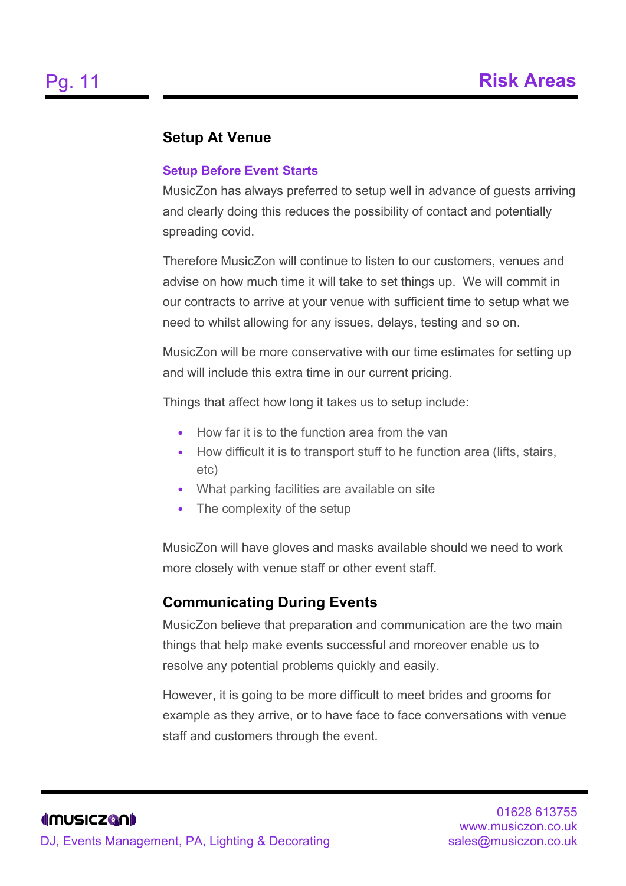## Risk Areas

### Setup At Venue

#### Setup Before Event Starts

MusicZon has always preferred to setup well in advance of guests arriving and clearly doing this reduces the possibility of contact and potentially spreading covid.

Therefore MusicZon will continue to listen to our customers, venues and advise on how much time it will take to set things up. We will commit in our contracts to arrive at your venue with sufficient time to setup what we need to whilst allowing for any issues, delays, testing and so on.

MusicZon will be more conservative with our time estimates for setting up and will include this extra time in our current pricing.

Things that affect how long it takes us to setup include:

- How far it is to the function area from the van
- How difficult it is to transport stuff to he function area (lifts, stairs, etc)
- What parking facilities are available on site
- The complexity of the setup

MusicZon will have gloves and masks available should we need to work more closely with venue staff or other event staff.

### Communicating During Events

MusicZon believe that preparation and communication are the two main things that help make events successful and moreover enable us to resolve any potential problems quickly and easily.

However, it is going to be more difficult to meet brides and grooms for example as they arrive, or to have face to face conversations with venue staff and customers through the event.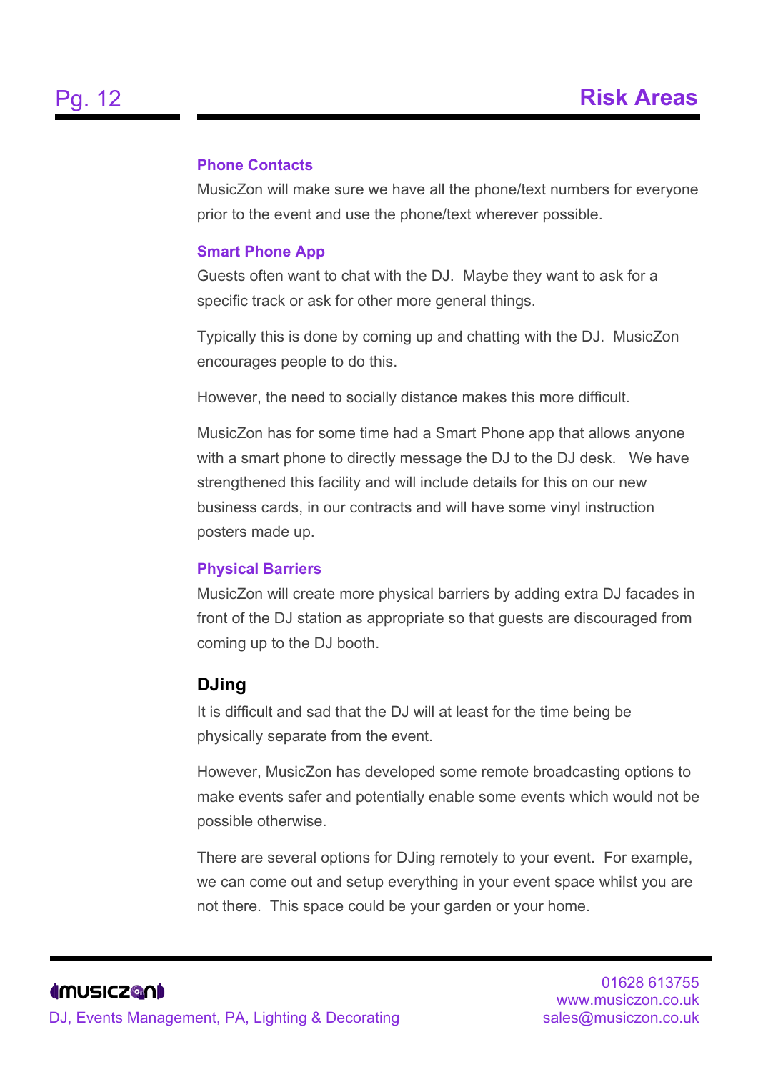## Risk Areas

### Phone Contacts

MusicZon will make sure we have all the phone/text numbers for everyone prior to the event and use the phone/text wherever possible.

### Smart Phone App

Guests often want to chat with the DJ. Maybe they want to ask for a specific track or ask for other more general things.

Typically this is done by coming up and chatting with the DJ. MusicZon encourages people to do this.

However, the need to socially distance makes this more difficult.

MusicZon has for some time had a Smart Phone app that allows anyone with a smart phone to directly message the DJ to the DJ desk. We have strengthened this facility and will include details for this on our new business cards, in our contracts and will have some vinyl instruction posters made up.

### Physical Barriers

MusicZon will create more physical barriers by adding extra DJ facades in front of the DJ station as appropriate so that guests are discouraged from coming up to the DJ booth.

## DJing

It is difficult and sad that the DJ will at least for the time being be physically separate from the event.

However, MusicZon has developed some remote broadcasting options to make events safer and potentially enable some events which would not be possible otherwise.

There are several options for DJing remotely to your event. For example, we can come out and setup everything in your event space whilst you are not there. This space could be your garden or your home.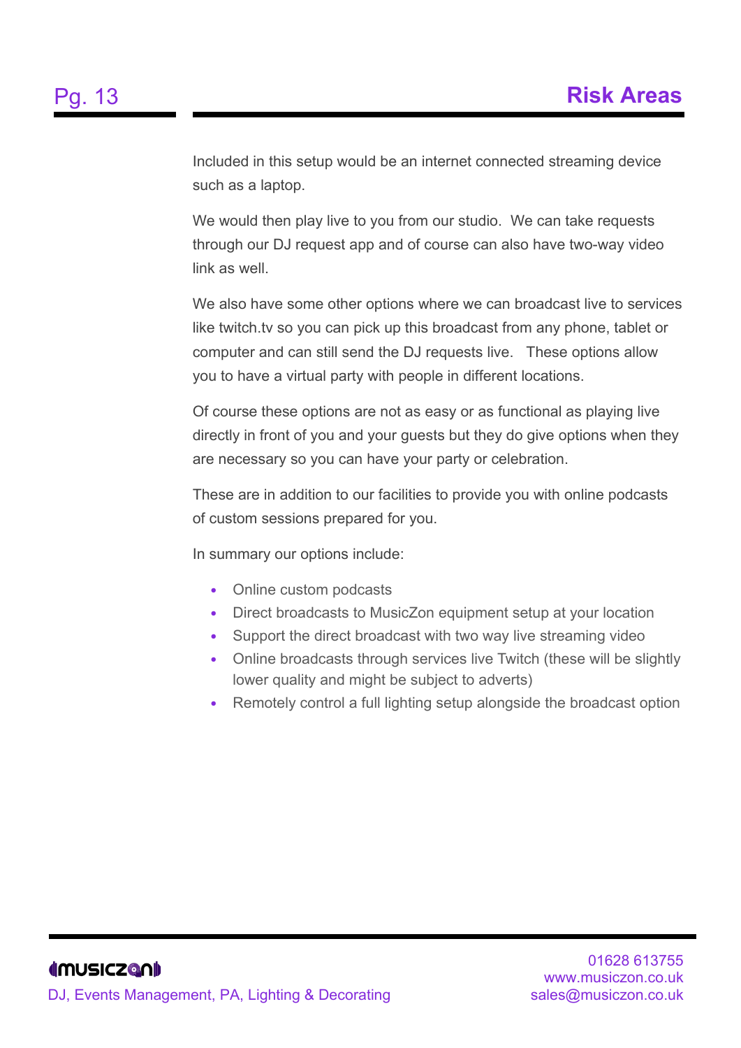## Risk Areas

Included in this setup would be an internet connected streaming device such as a laptop.

We would then play live to you from our studio. We can take requests through our DJ request app and of course can also have two-way video link as well.

We also have some other options where we can broadcast live to services like twitch.tv so you can pick up this broadcast from any phone, tablet or computer and can still send the DJ requests live. These options allow you to have a virtual party with people in different locations.

Of course these options are not as easy or as functional as playing live directly in front of you and your guests but they do give options when they are necessary so you can have your party or celebration.

These are in addition to our facilities to provide you with online podcasts of custom sessions prepared for you.

In summary our options include:

- Online custom podcasts
- Direct broadcasts to MusicZon equipment setup at your location
- Support the direct broadcast with two way live streaming video
- Online broadcasts through services live Twitch (these will be slightly lower quality and might be subject to adverts)
- Remotely control a full lighting setup alongside the broadcast option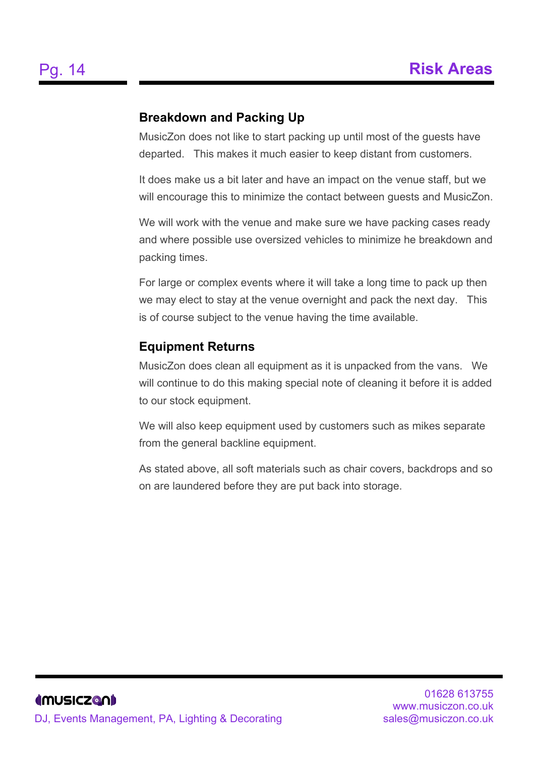## Breakdown and Packing Up

MusicZon does not like to start packing up until most of the guests have departed. This makes it much easier to keep distant from customers.

It does make us a bit later and have an impact on the venue staff, but we will encourage this to minimize the contact between guests and MusicZon.

We will work with the venue and make sure we have packing cases ready and where possible use oversized vehicles to minimize he breakdown and packing times.

For large or complex events where it will take a long time to pack up then we may elect to stay at the venue overnight and pack the next day. This is of course subject to the venue having the time available.

## Equipment Returns

MusicZon does clean all equipment as it is unpacked from the vans. We will continue to do this making special note of cleaning it before it is added to our stock equipment.

We will also keep equipment used by customers such as mikes separate from the general backline equipment.

As stated above, all soft materials such as chair covers, backdrops and so on are laundered before they are put back into storage.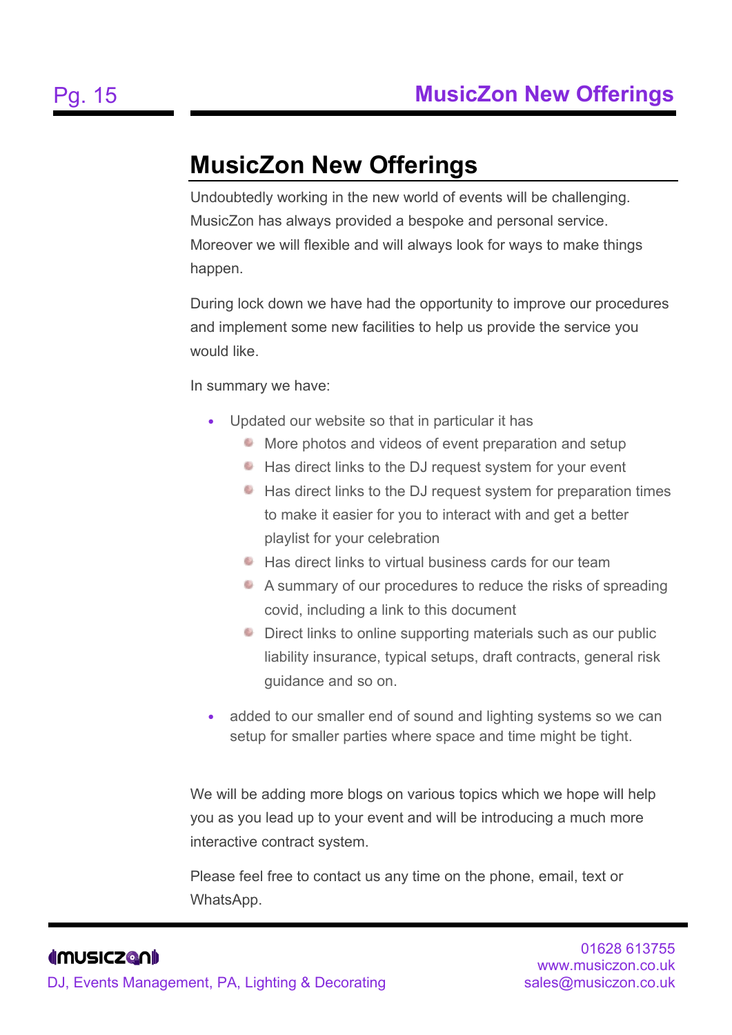# MusicZon New Offerings

Undoubtedly working in the new world of events will be challenging. MusicZon has always provided a bespoke and personal service. Moreover we will flexible and will always look for ways to make things happen.

During lock down we have had the opportunity to improve our procedures and implement some new facilities to help us provide the service you would like.

In summary we have:

- Updated our website so that in particular it has
  - More photos and videos of event preparation and setup
  - Has direct links to the DJ request system for your event
  - Has direct links to the DJ request system for preparation times to make it easier for you to interact with and get a better playlist for your celebration
  - Has direct links to virtual business cards for our team
  - A summary of our procedures to reduce the risks of spreading covid, including a link to this document
  - Direct links to online supporting materials such as our public liability insurance, typical setups, draft contracts, general risk guidance and so on.
- added to our smaller end of sound and lighting systems so we can setup for smaller parties where space and time might be tight.

We will be adding more blogs on various topics which we hope will help you as you lead up to your event and will be introducing a much more interactive contract system.

Please feel free to contact us any time on the phone, email, text or WhatsApp.